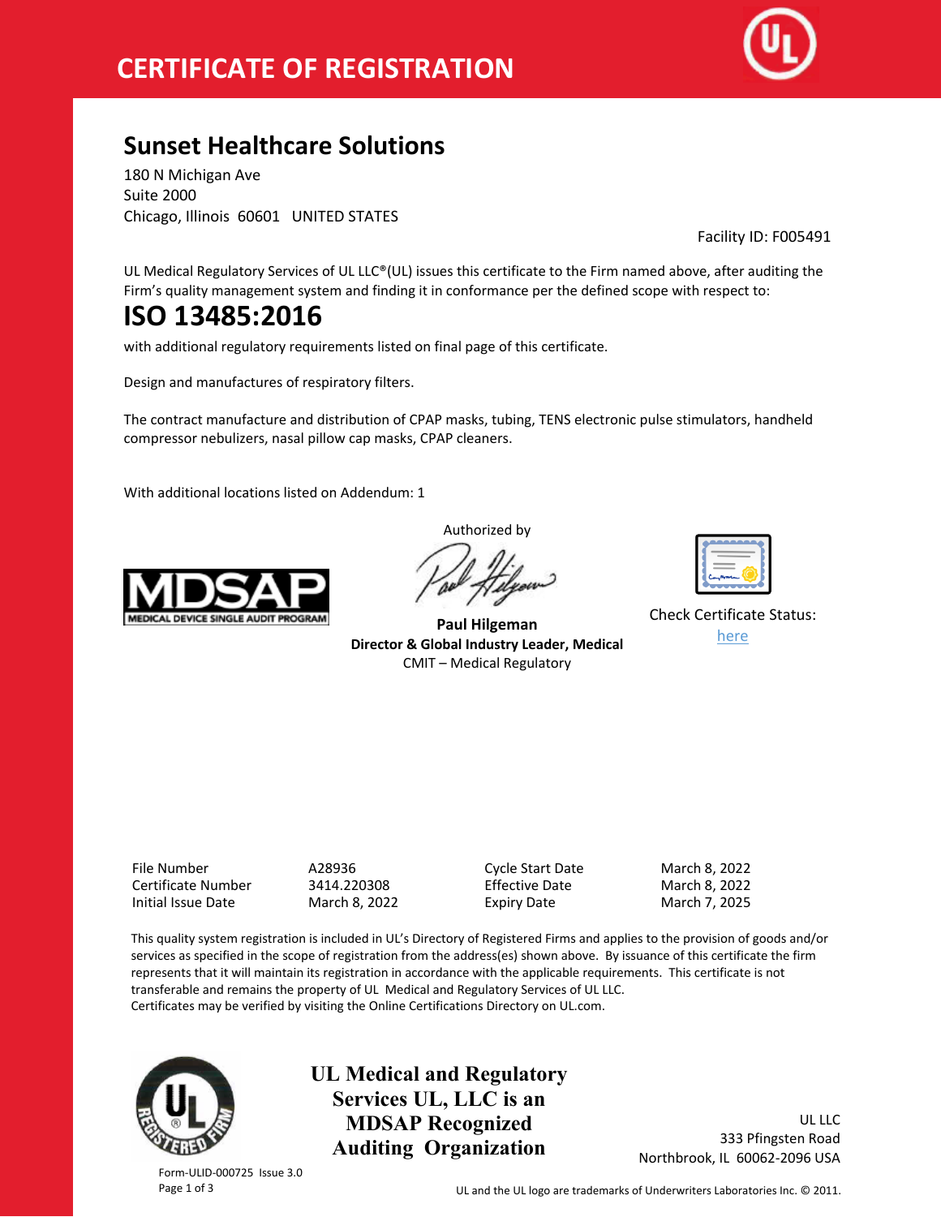# CERTIFICATE OF REGISTRATION

## Sunset Healthcare Solutions

180 N Michigan Ave
Suite 2000
Chicago, Illinois 60601 UNITED STATES

Facility ID: F005491

UL Medical Regulatory Services of UL LLC®(UL) issues this certificate to the Firm named above, after auditing the Firm's quality management system and finding it in conformance per the defined scope with respect to:

# ISO 13485:2016

with additional regulatory requirements listed on final page of this certificate.

Design and manufactures of respiratory filters.

The contract manufacture and distribution of CPAP masks, tubing, TENS electronic pulse stimulators, handheld compressor nebulizers, nasal pillow cap masks, CPAP cleaners.

With additional locations listed on Addendum: 1

MDSAP
MEDICAL DEVICE SINGLE AUDIT PROGRAM

Authorized by

**Paul Hilgeman**
**Director & Global Industry Leader, Medical**
CMIT – Medical Regulatory

Check Certificate Status:
here

| | | | |
|---|---|---|---|
| File Number | A28936 | Cycle Start Date | March 8, 2022 |
| Certificate Number | 3414.220308 | Effective Date | March 8, 2022 |
| Initial Issue Date | March 8, 2022 | Expiry Date | March 7, 2025 |

This quality system registration is included in UL's Directory of Registered Firms and applies to the provision of goods and/or services as specified in the scope of registration from the address(es) shown above. By issuance of this certificate the firm represents that it will maintain its registration in accordance with the applicable requirements. This certificate is not transferable and remains the property of UL Medical and Regulatory Services of UL LLC.
Certificates may be verified by visiting the Online Certifications Directory on UL.com.

**UL Medical and Regulatory Services UL, LLC is an MDSAP Recognized Auditing Organization**

UL LLC
333 Pfingsten Road
Northbrook, IL 60062-2096 USA

Form-ULID-000725 Issue 3.0

UL and the UL logo are trademarks of Underwriters Laboratories Inc. © 2011.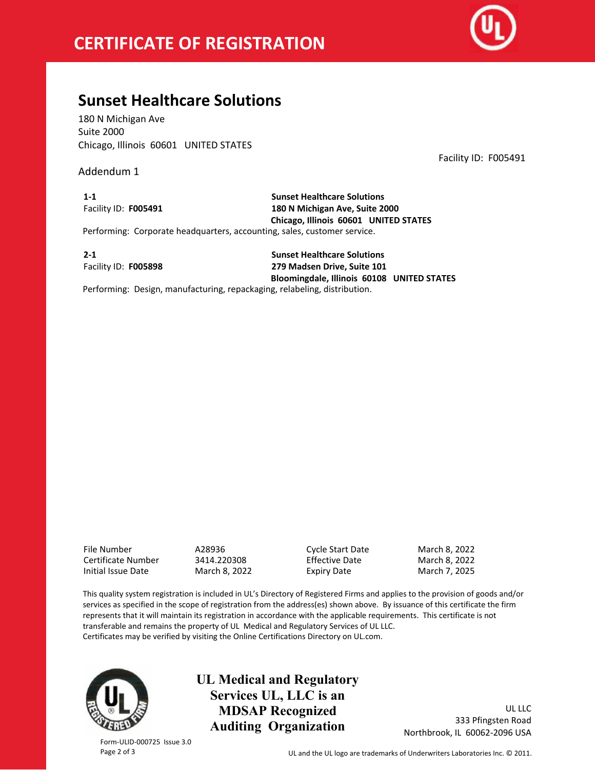# CERTIFICATE OF REGISTRATION

## Sunset Healthcare Solutions

180 N Michigan Ave
Suite 2000
Chicago, Illinois 60601 UNITED STATES

Facility ID: F005491

Addendum 1

**1-1**
Facility ID: **F005491**

**Sunset Healthcare Solutions**
**180 N Michigan Ave, Suite 2000**
**Chicago, Illinois 60601 UNITED STATES**

Performing: Corporate headquarters, accounting, sales, customer service.

**2-1**
Facility ID: **F005898**

**Sunset Healthcare Solutions**
**279 Madsen Drive, Suite 101**
**Bloomingdale, Illinois 60108 UNITED STATES**

Performing: Design, manufacturing, repackaging, relabeling, distribution.

| | | | |
|---|---|---|---|
| File Number | A28936 | Cycle Start Date | March 8, 2022 |
| Certificate Number | 3414.220308 | Effective Date | March 8, 2022 |
| Initial Issue Date | March 8, 2022 | Expiry Date | March 7, 2025 |

This quality system registration is included in UL's Directory of Registered Firms and applies to the provision of goods and/or services as specified in the scope of registration from the address(es) shown above. By issuance of this certificate the firm represents that it will maintain its registration in accordance with the applicable requirements. This certificate is not transferable and remains the property of UL Medical and Regulatory Services of UL LLC.
Certificates may be verified by visiting the Online Certifications Directory on UL.com.

**UL Medical and Regulatory Services UL, LLC is an MDSAP Recognized Auditing Organization**

UL LLC
333 Pfingsten Road
Northbrook, IL 60062-2096 USA

Form-ULID-000725 Issue 3.0

UL and the UL logo are trademarks of Underwriters Laboratories Inc. © 2011.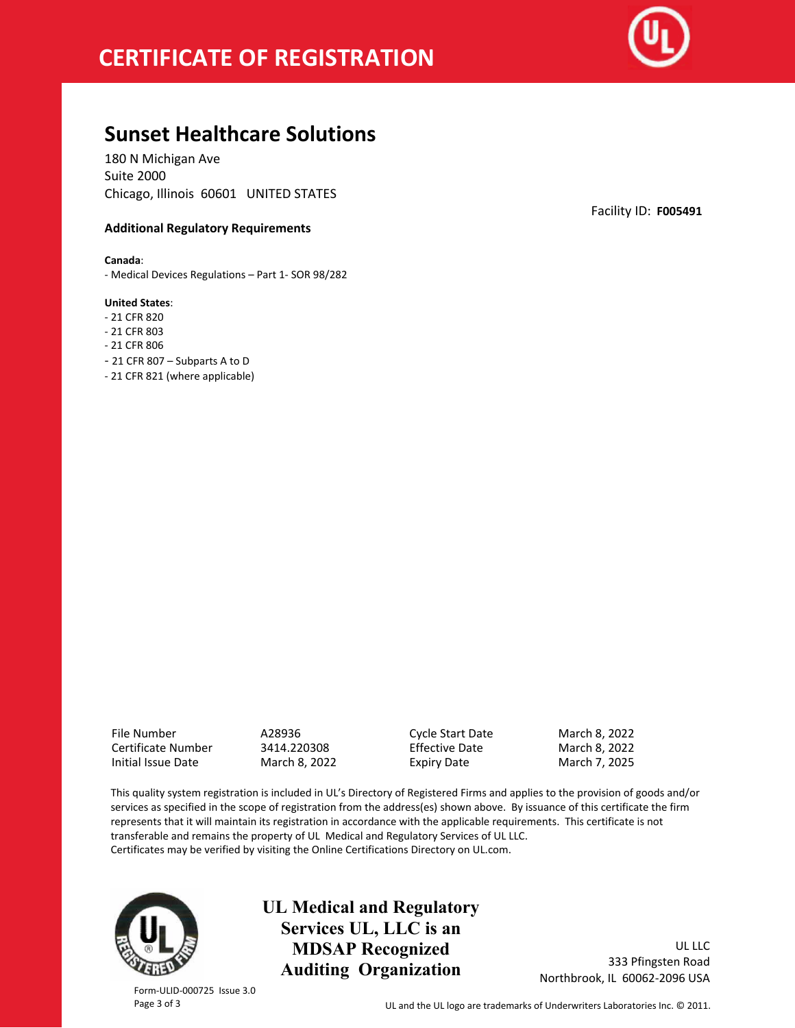# CERTIFICATE OF REGISTRATION

## Sunset Healthcare Solutions

180 N Michigan Ave
Suite 2000
Chicago, Illinois 60601 UNITED STATES

Facility ID: **F005491**

### Additional Regulatory Requirements

**Canada**:
- Medical Devices Regulations – Part 1- SOR 98/282

**United States**:
- 21 CFR 820
- 21 CFR 803
- 21 CFR 806
- 21 CFR 807 – Subparts A to D
- 21 CFR 821 (where applicable)

| | | | |
|---|---|---|---|
| File Number | A28936 | Cycle Start Date | March 8, 2022 |
| Certificate Number | 3414.220308 | Effective Date | March 8, 2022 |
| Initial Issue Date | March 8, 2022 | Expiry Date | March 7, 2025 |

This quality system registration is included in UL's Directory of Registered Firms and applies to the provision of goods and/or services as specified in the scope of registration from the address(es) shown above. By issuance of this certificate the firm represents that it will maintain its registration in accordance with the applicable requirements. This certificate is not transferable and remains the property of UL Medical and Regulatory Services of UL LLC.
Certificates may be verified by visiting the Online Certifications Directory on UL.com.

**UL Medical and Regulatory Services UL, LLC is an MDSAP Recognized Auditing Organization**

UL LLC
333 Pfingsten Road
Northbrook, IL 60062-2096 USA

Form-ULID-000725 Issue 3.0

UL and the UL logo are trademarks of Underwriters Laboratories Inc. © 2011.